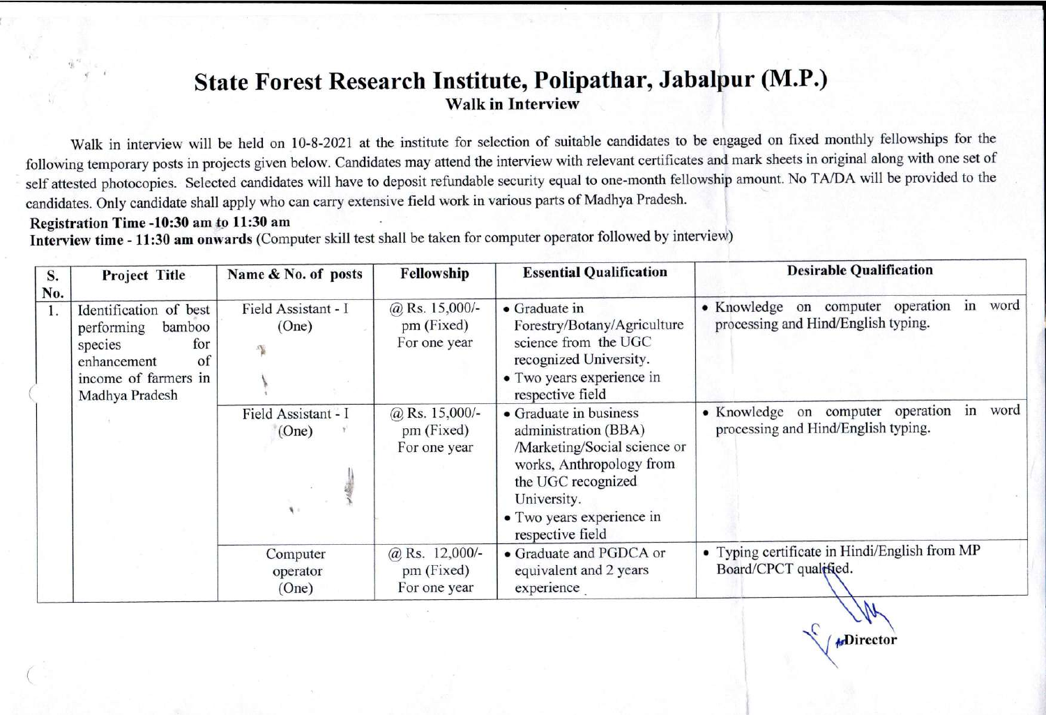# State Forest Research Institute, Polipathar, Jabalpur (M.P.)

## Walk in Interview

Walk in interview will be held on 10-8-2021 at the institute for selection of suitable candidates to be engaged on fixed monthly fellowships for the following temporary posts in projects given below. Candidates may attend the interview with relevant certificates and mark sheets in original along with one set of self attested photocopies. Selected candidates will have to deposit refundable security equal to one-month fellowship amount. No TA/DA will be provided to the candidates. Only candidate shall apply who can carry extensive field work in various parts of Madhya Pradesh.

**Registration Time -10:30 am to 11:30 am**

**Interview time - 11:30 am onwards** (Computer skill test shall be taken for computer operator followed by interview)

| S. No. | Project Title | Name & No. of posts | Fellowship | Essential Qualification | Desirable Qualification |
|---|---|---|---|---|---|
| 1. | Identification of best performing bamboo species for enhancement of income of farmers in Madhya Pradesh | Field Assistant - I (One) | @ Rs. 15,000/- pm (Fixed) For one year | • Graduate in Forestry/Botany/Agriculture science from the UGC recognized University. • Two years experience in respective field | • Knowledge on computer operation in word processing and Hind/English typing. |
| | | Field Assistant - I (One) | @ Rs. 15,000/- pm (Fixed) For one year | • Graduate in business administration (BBA) /Marketing/Social science or works, Anthropology from the UGC recognized University. • Two years experience in respective field | • Knowledge on computer operation in word processing and Hind/English typing. |
| | | Computer operator (One) | @ Rs. 12,000/- pm (Fixed) For one year | • Graduate and PGDCA or equivalent and 2 years experience | • Typing certificate in Hindi/English from MP Board/CPCT qualified. |

Director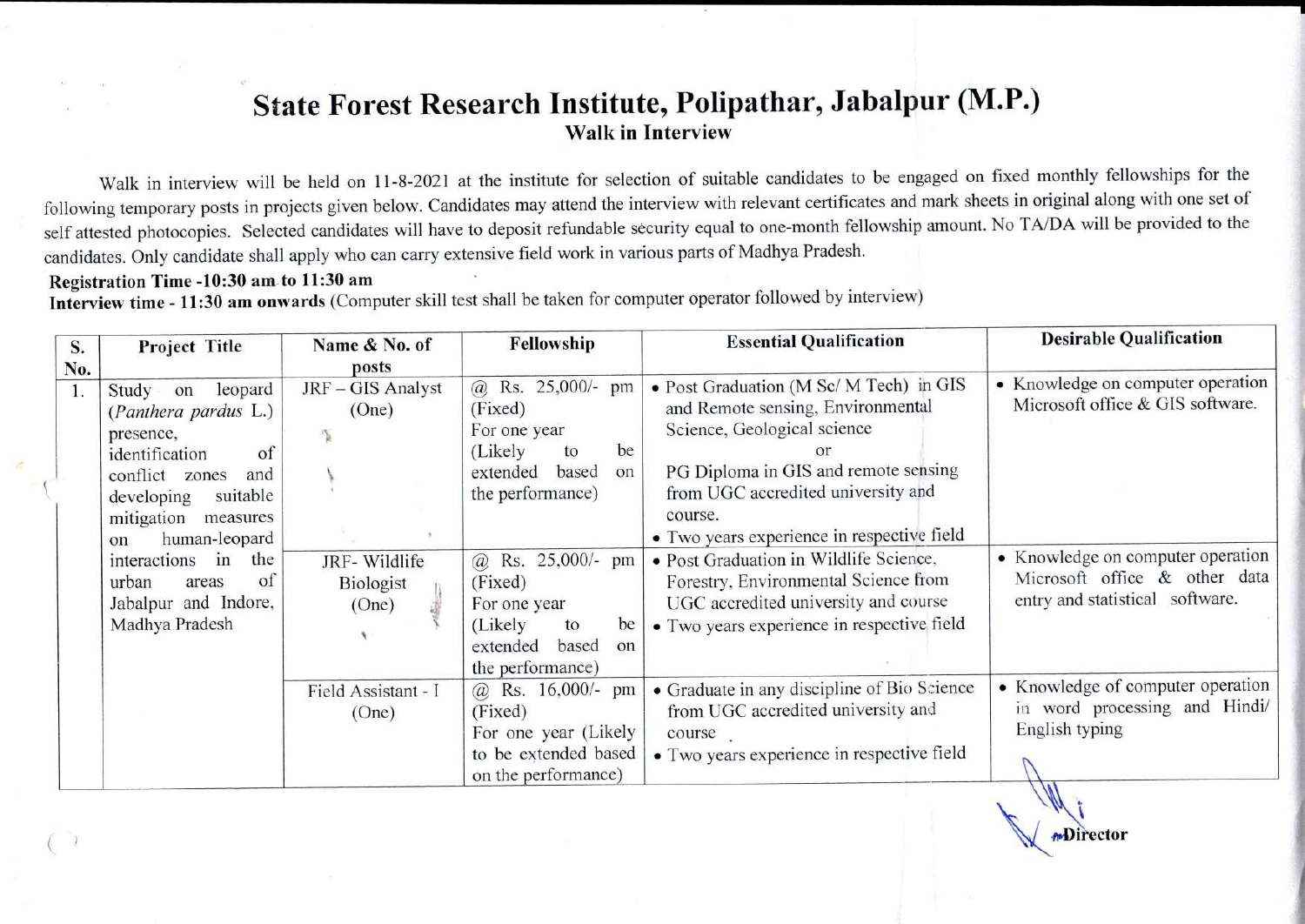# State Forest Research Institute, Polipathar, Jabalpur (M.P.)

## Walk in Interview

Walk in interview will be held on 11-8-2021 at the institute for selection of suitable candidates to be engaged on fixed monthly fellowships for the following temporary posts in projects given below. Candidates may attend the interview with relevant certificates and mark sheets in original along with one set of self attested photocopies. Selected candidates will have to deposit refundable security equal to one-month fellowship amount. No TA/DA will be provided to the candidates. Only candidate shall apply who can carry extensive field work in various parts of Madhya Pradesh.

**Registration Time -10:30 am to 11:30 am**

**Interview time - 11:30 am onwards** (Computer skill test shall be taken for computer operator followed by interview)

| S. No. | Project Title | Name & No. of posts | Fellowship | Essential Qualification | Desirable Qualification |
|---|---|---|---|---|---|
| 1. | Study on leopard (*Panthera pardus* L.) presence, identification of conflict zones and developing suitable mitigation measures on human-leopard interactions in the urban areas of Jabalpur and Indore, Madhya Pradesh | JRF – GIS Analyst (One) | @ Rs. 25,000/- pm (Fixed) For one year (Likely to be extended based on the performance) | • Post Graduation (M Sc/ M Tech) in GIS and Remote sensing, Environmental Science, Geological science or PG Diploma in GIS and remote sensing from UGC accredited university and course. • Two years experience in respective field | • Knowledge on computer operation Microsoft office & GIS software. |
| | | JRF- Wildlife Biologist (One) | @ Rs. 25,000/- pm (Fixed) For one year (Likely to be extended based on the performance) | • Post Graduation in Wildlife Science, Forestry, Environmental Science from UGC accredited university and course • Two years experience in respective field | • Knowledge on computer operation Microsoft office & other data entry and statistical software. |
| | | Field Assistant - I (One) | @ Rs. 16,000/- pm (Fixed) For one year (Likely to be extended based on the performance) | • Graduate in any discipline of Bio Science from UGC accredited university and course • Two years experience in respective field | • Knowledge of computer operation in word processing and Hindi/ English typing |

**Director**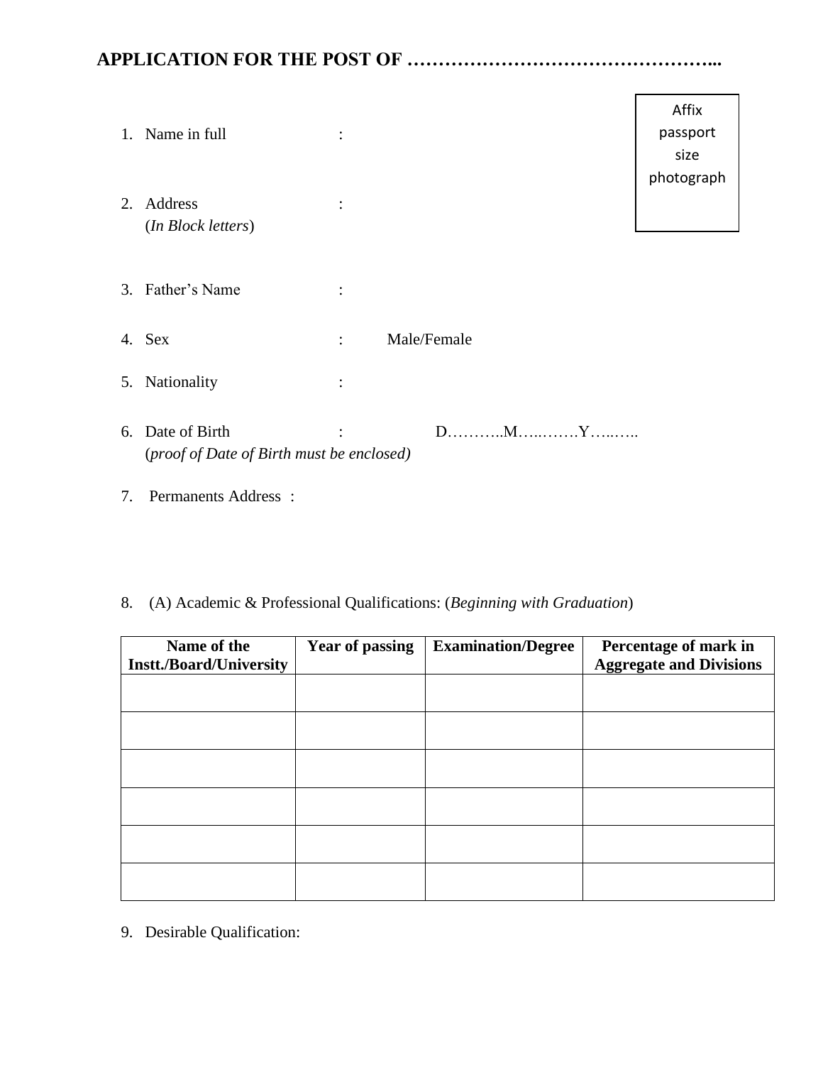# APPLICATION FOR THE POST OF ………………………………………...

Affix passport size photograph

1. Name in full :

2. Address :
   (*In Block letters*)

3. Father's Name :

4. Sex : Male/Female

5. Nationality :

6. Date of Birth : D………..M…..…….Y…..…..
   (*proof of Date of Birth must be enclosed)*

7. Permanents Address :

8. (A) Academic & Professional Qualifications: (*Beginning with Graduation*)

| Name of the Instt./Board/University | Year of passing | Examination/Degree | Percentage of mark in Aggregate and Divisions |
|---|---|---|---|
| | | | |
| | | | |
| | | | |
| | | | |
| | | | |
| | | | |

9. Desirable Qualification: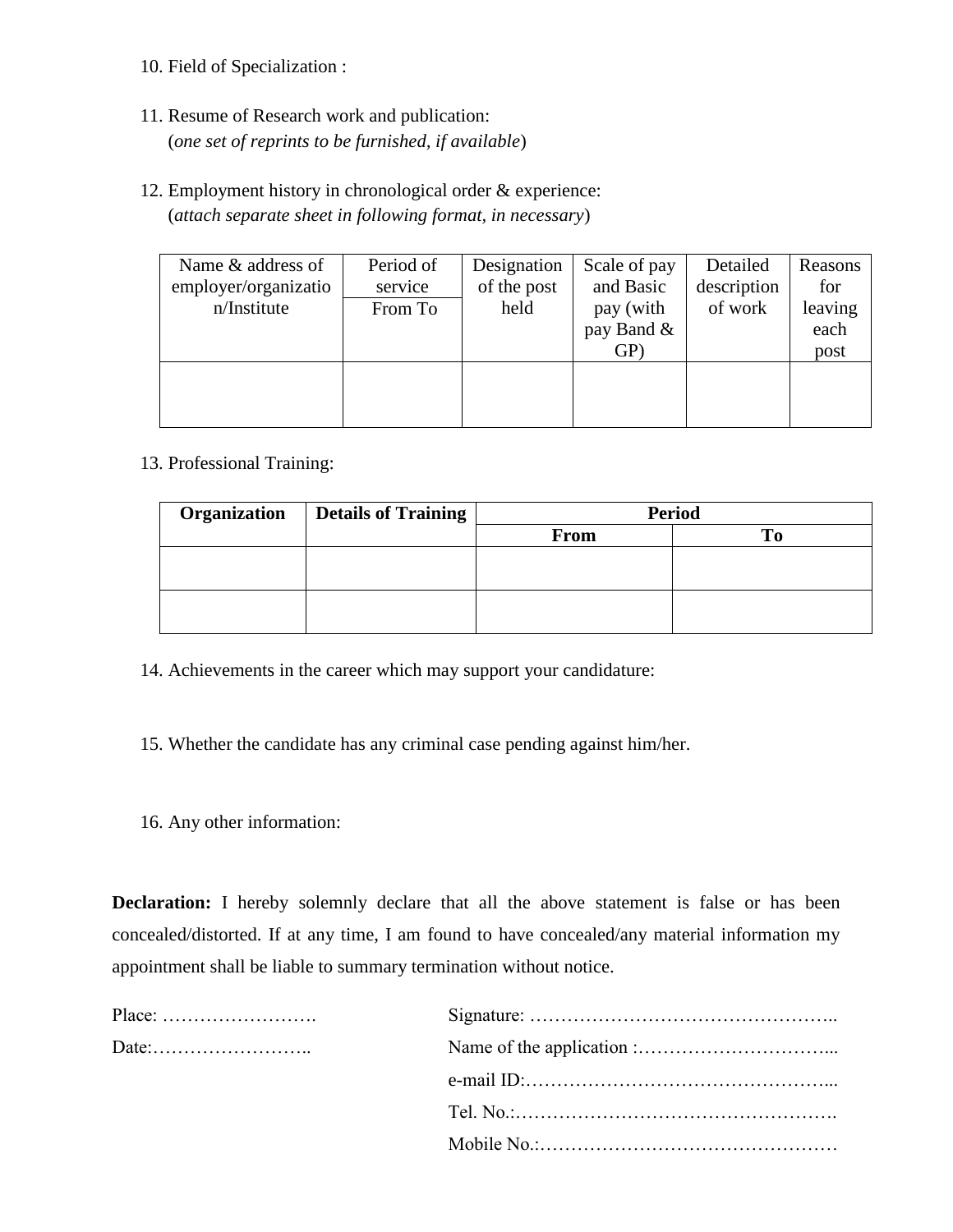10. Field of Specialization :

11. Resume of Research work and publication:
    (*one set of reprints to be furnished, if available*)

12. Employment history in chronological order & experience:
    (*attach separate sheet in following format, in necessary*)

| Name & address of employer/organization/Institute | Period of service From To | Designation of the post held | Scale of pay and Basic pay (with pay Band & GP) | Detailed description of work | Reasons for leaving each post |
|---|---|---|---|---|---|
| | | | | | |

13. Professional Training:

| **Organization** | **Details of Training** | **Period** | |
|---|---|---|---|
| | | **From** | **To** |
| | | | |
| | | | |

14. Achievements in the career which may support your candidature:

15. Whether the candidate has any criminal case pending against him/her.

16. Any other information:

**Declaration:** I hereby solemnly declare that all the above statement is false or has been concealed/distorted. If at any time, I am found to have concealed/any material information my appointment shall be liable to summary termination without notice.

Place: …………………….

Date:……………………..

Signature: …………………………………………..

Name of the application :…………………………...

e-mail ID:…………………………………………...

Tel. No.:…………………………………………….

Mobile No.:…………………………………………